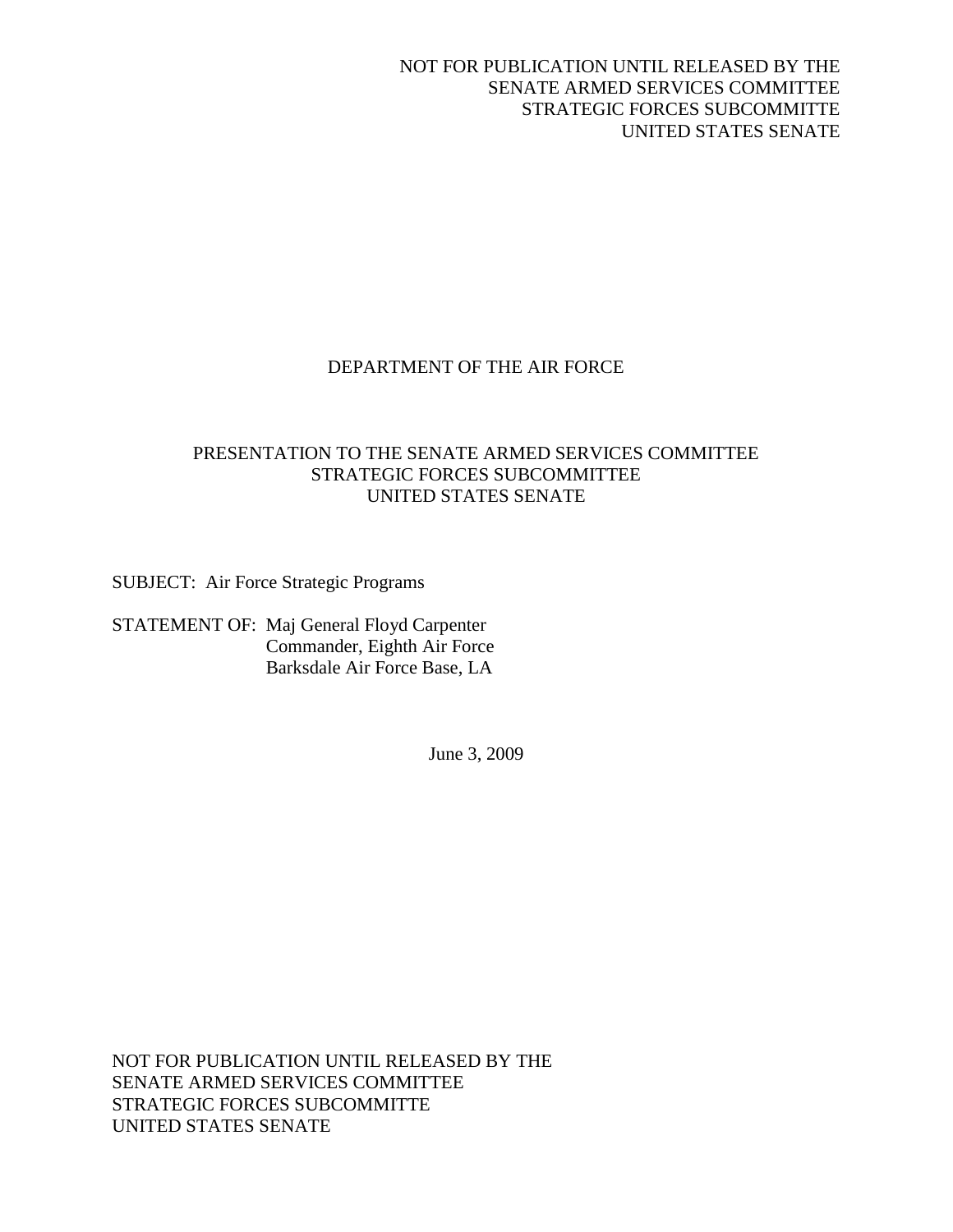NOT FOR PUBLICATION UNTIL RELEASED BY THE
SENATE ARMED SERVICES COMMITTEE
STRATEGIC FORCES SUBCOMMITTE
UNITED STATES SENATE

# DEPARTMENT OF THE AIR FORCE

## PRESENTATION TO THE SENATE ARMED SERVICES COMMITTEE
## STRATEGIC FORCES SUBCOMMITTEE
## UNITED STATES SENATE

SUBJECT: Air Force Strategic Programs

STATEMENT OF: Maj General Floyd Carpenter
Commander, Eighth Air Force
Barksdale Air Force Base, LA

June 3, 2009

NOT FOR PUBLICATION UNTIL RELEASED BY THE
SENATE ARMED SERVICES COMMITTEE
STRATEGIC FORCES SUBCOMMITTE
UNITED STATES SENATE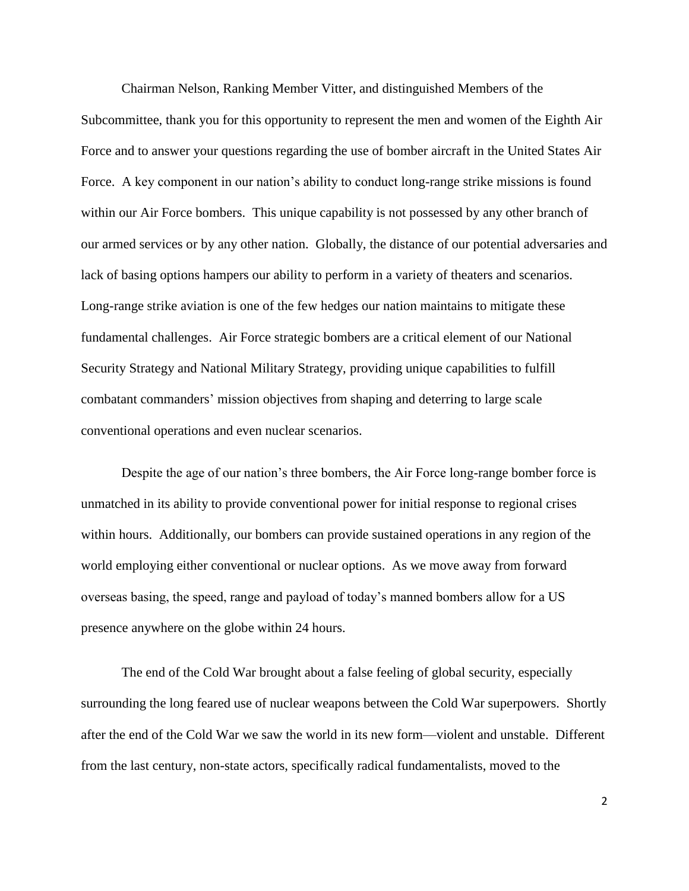Chairman Nelson, Ranking Member Vitter, and distinguished Members of the Subcommittee, thank you for this opportunity to represent the men and women of the Eighth Air Force and to answer your questions regarding the use of bomber aircraft in the United States Air Force. A key component in our nation's ability to conduct long-range strike missions is found within our Air Force bombers. This unique capability is not possessed by any other branch of our armed services or by any other nation. Globally, the distance of our potential adversaries and lack of basing options hampers our ability to perform in a variety of theaters and scenarios. Long-range strike aviation is one of the few hedges our nation maintains to mitigate these fundamental challenges. Air Force strategic bombers are a critical element of our National Security Strategy and National Military Strategy, providing unique capabilities to fulfill combatant commanders' mission objectives from shaping and deterring to large scale conventional operations and even nuclear scenarios.

Despite the age of our nation's three bombers, the Air Force long-range bomber force is unmatched in its ability to provide conventional power for initial response to regional crises within hours. Additionally, our bombers can provide sustained operations in any region of the world employing either conventional or nuclear options. As we move away from forward overseas basing, the speed, range and payload of today's manned bombers allow for a US presence anywhere on the globe within 24 hours.

The end of the Cold War brought about a false feeling of global security, especially surrounding the long feared use of nuclear weapons between the Cold War superpowers. Shortly after the end of the Cold War we saw the world in its new form—violent and unstable. Different from the last century, non-state actors, specifically radical fundamentalists, moved to the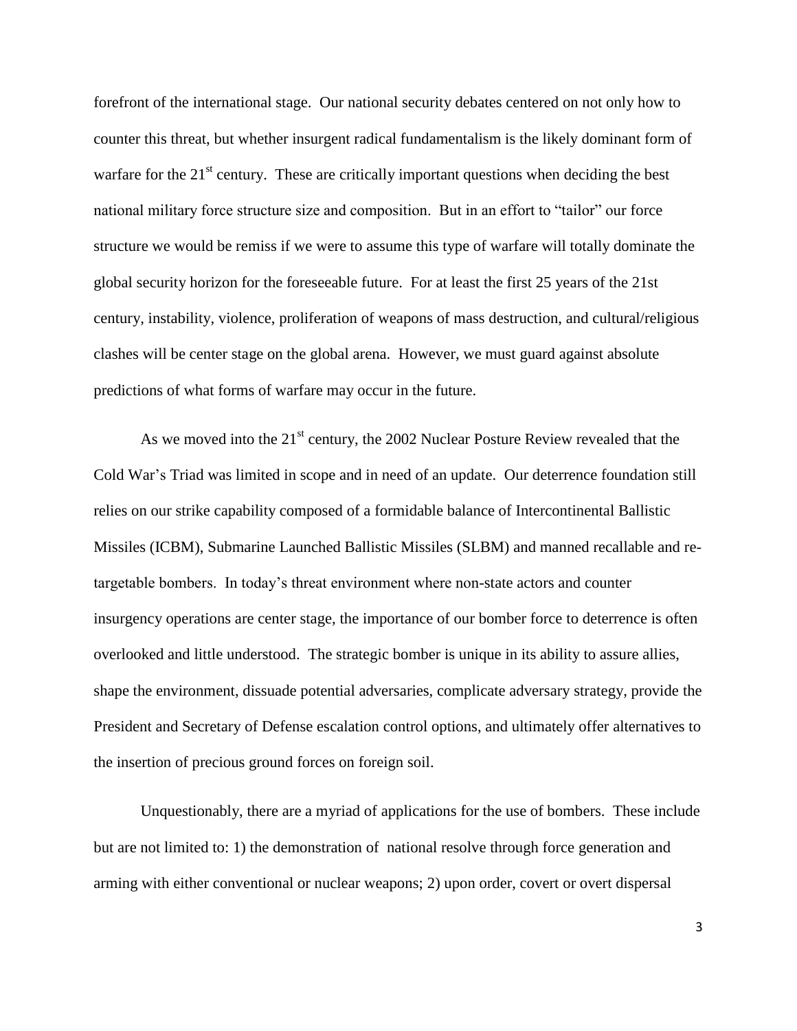forefront of the international stage. Our national security debates centered on not only how to counter this threat, but whether insurgent radical fundamentalism is the likely dominant form of warfare for the 21st century. These are critically important questions when deciding the best national military force structure size and composition. But in an effort to "tailor" our force structure we would be remiss if we were to assume this type of warfare will totally dominate the global security horizon for the foreseeable future. For at least the first 25 years of the 21st century, instability, violence, proliferation of weapons of mass destruction, and cultural/religious clashes will be center stage on the global arena. However, we must guard against absolute predictions of what forms of warfare may occur in the future.

As we moved into the 21st century, the 2002 Nuclear Posture Review revealed that the Cold War's Triad was limited in scope and in need of an update. Our deterrence foundation still relies on our strike capability composed of a formidable balance of Intercontinental Ballistic Missiles (ICBM), Submarine Launched Ballistic Missiles (SLBM) and manned recallable and re-targetable bombers. In today's threat environment where non-state actors and counter insurgency operations are center stage, the importance of our bomber force to deterrence is often overlooked and little understood. The strategic bomber is unique in its ability to assure allies, shape the environment, dissuade potential adversaries, complicate adversary strategy, provide the President and Secretary of Defense escalation control options, and ultimately offer alternatives to the insertion of precious ground forces on foreign soil.

Unquestionably, there are a myriad of applications for the use of bombers. These include but are not limited to: 1) the demonstration of national resolve through force generation and arming with either conventional or nuclear weapons; 2) upon order, covert or overt dispersal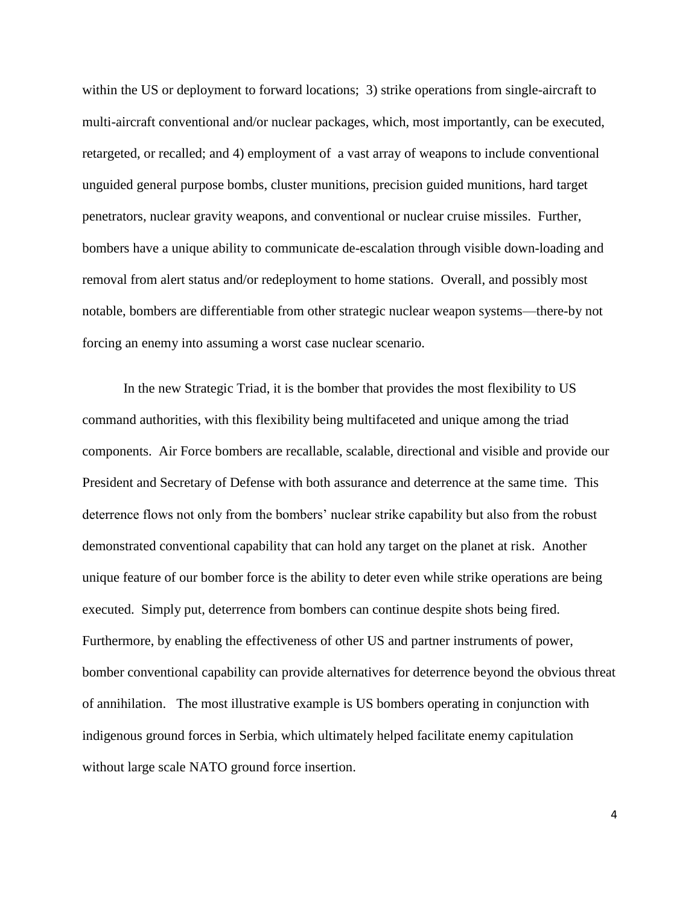within the US or deployment to forward locations; 3) strike operations from single-aircraft to multi-aircraft conventional and/or nuclear packages, which, most importantly, can be executed, retargeted, or recalled; and 4) employment of a vast array of weapons to include conventional unguided general purpose bombs, cluster munitions, precision guided munitions, hard target penetrators, nuclear gravity weapons, and conventional or nuclear cruise missiles. Further, bombers have a unique ability to communicate de-escalation through visible down-loading and removal from alert status and/or redeployment to home stations. Overall, and possibly most notable, bombers are differentiable from other strategic nuclear weapon systems—there-by not forcing an enemy into assuming a worst case nuclear scenario.

In the new Strategic Triad, it is the bomber that provides the most flexibility to US command authorities, with this flexibility being multifaceted and unique among the triad components. Air Force bombers are recallable, scalable, directional and visible and provide our President and Secretary of Defense with both assurance and deterrence at the same time. This deterrence flows not only from the bombers' nuclear strike capability but also from the robust demonstrated conventional capability that can hold any target on the planet at risk. Another unique feature of our bomber force is the ability to deter even while strike operations are being executed. Simply put, deterrence from bombers can continue despite shots being fired. Furthermore, by enabling the effectiveness of other US and partner instruments of power, bomber conventional capability can provide alternatives for deterrence beyond the obvious threat of annihilation. The most illustrative example is US bombers operating in conjunction with indigenous ground forces in Serbia, which ultimately helped facilitate enemy capitulation without large scale NATO ground force insertion.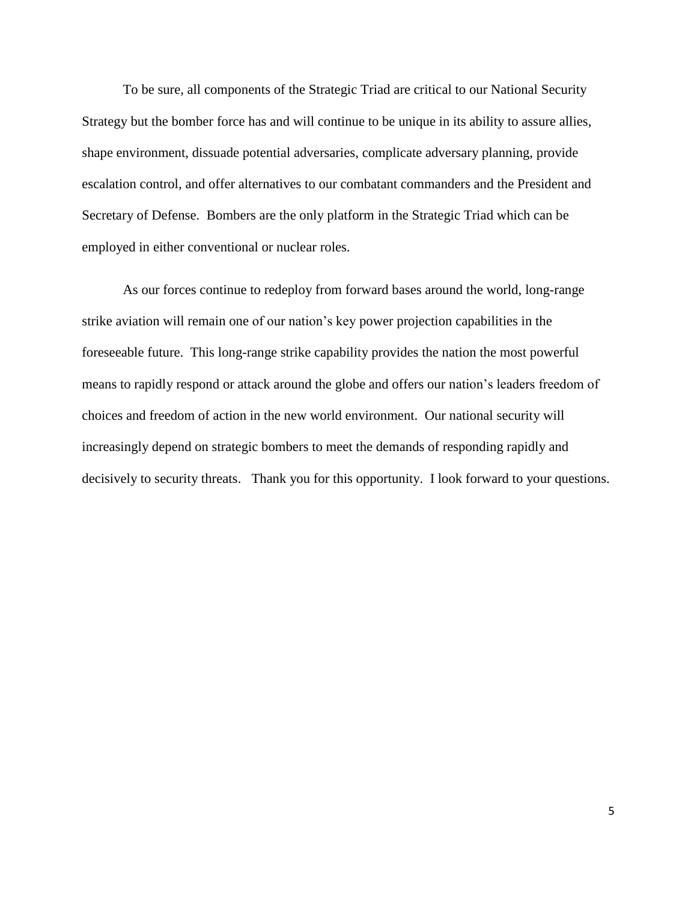To be sure, all components of the Strategic Triad are critical to our National Security Strategy but the bomber force has and will continue to be unique in its ability to assure allies, shape environment, dissuade potential adversaries, complicate adversary planning, provide escalation control, and offer alternatives to our combatant commanders and the President and Secretary of Defense. Bombers are the only platform in the Strategic Triad which can be employed in either conventional or nuclear roles.

As our forces continue to redeploy from forward bases around the world, long-range strike aviation will remain one of our nation's key power projection capabilities in the foreseeable future. This long-range strike capability provides the nation the most powerful means to rapidly respond or attack around the globe and offers our nation's leaders freedom of choices and freedom of action in the new world environment. Our national security will increasingly depend on strategic bombers to meet the demands of responding rapidly and decisively to security threats. Thank you for this opportunity. I look forward to your questions.